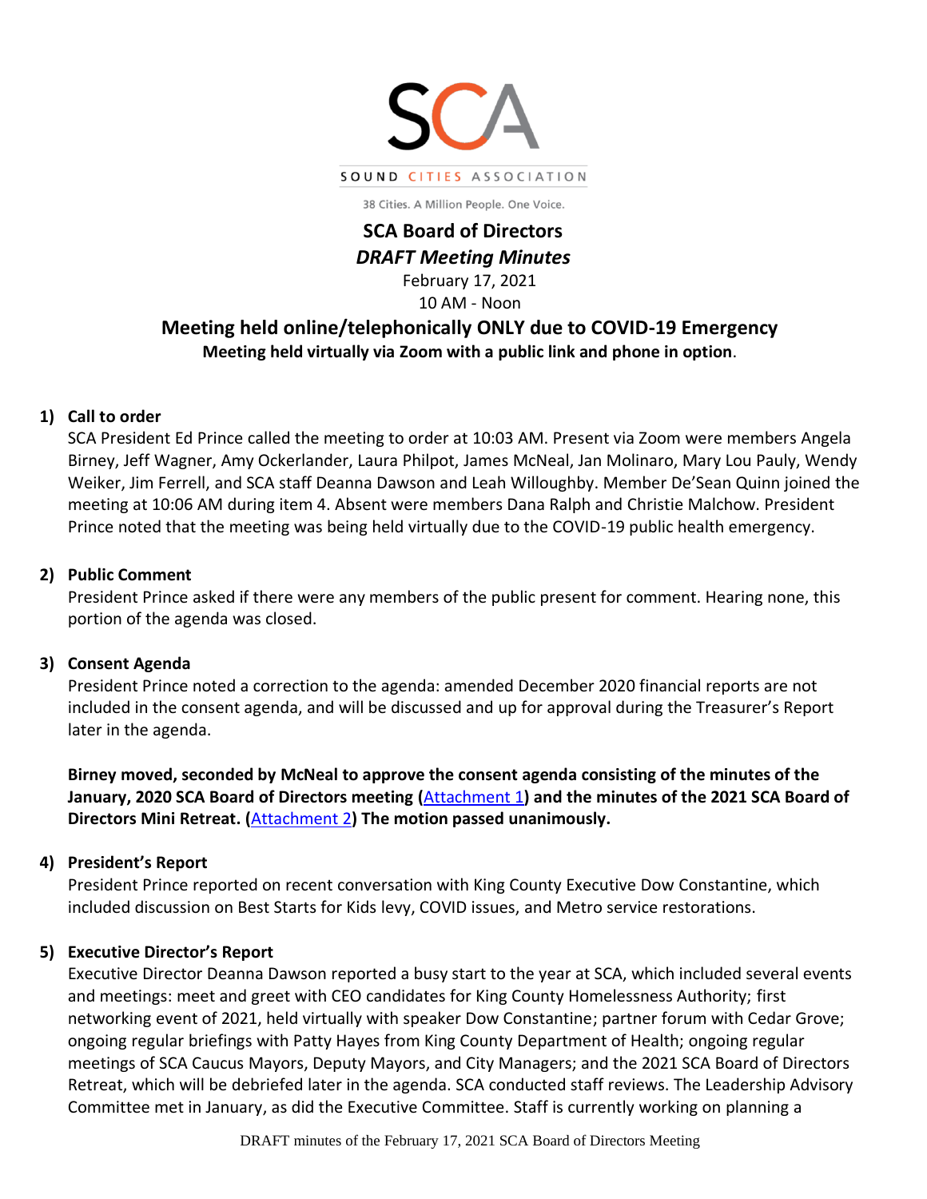SCA

SOUND CITIES ASSOCIATION

38 Cities. A Million People. One Voice.

# SCA Board of Directors

## *DRAFT Meeting Minutes*

February 17, 2021

10 AM - Noon

### Meeting held online/telephonically ONLY due to COVID-19 Emergency

**Meeting held virtually via Zoom with a public link and phone in option**.

1) **Call to order**

   SCA President Ed Prince called the meeting to order at 10:03 AM. Present via Zoom were members Angela Birney, Jeff Wagner, Amy Ockerlander, Laura Philpot, James McNeal, Jan Molinaro, Mary Lou Pauly, Wendy Weiker, Jim Ferrell, and SCA staff Deanna Dawson and Leah Willoughby. Member De'Sean Quinn joined the meeting at 10:06 AM during item 4. Absent were members Dana Ralph and Christie Malchow. President Prince noted that the meeting was being held virtually due to the COVID-19 public health emergency.

2) **Public Comment**

   President Prince asked if there were any members of the public present for comment. Hearing none, this portion of the agenda was closed.

3) **Consent Agenda**

   President Prince noted a correction to the agenda: amended December 2020 financial reports are not included in the consent agenda, and will be discussed and up for approval during the Treasurer's Report later in the agenda.

   **Birney moved, seconded by McNeal to approve the consent agenda consisting of the minutes of the January, 2020 SCA Board of Directors meeting (Attachment 1) and the minutes of the 2021 SCA Board of Directors Mini Retreat. (Attachment 2) The motion passed unanimously.**

4) **President's Report**

   President Prince reported on recent conversation with King County Executive Dow Constantine, which included discussion on Best Starts for Kids levy, COVID issues, and Metro service restorations.

5) **Executive Director's Report**

   Executive Director Deanna Dawson reported a busy start to the year at SCA, which included several events and meetings: meet and greet with CEO candidates for King County Homelessness Authority; first networking event of 2021, held virtually with speaker Dow Constantine; partner forum with Cedar Grove; ongoing regular briefings with Patty Hayes from King County Department of Health; ongoing regular meetings of SCA Caucus Mayors, Deputy Mayors, and City Managers; and the 2021 SCA Board of Directors Retreat, which will be debriefed later in the agenda. SCA conducted staff reviews. The Leadership Advisory Committee met in January, as did the Executive Committee. Staff is currently working on planning a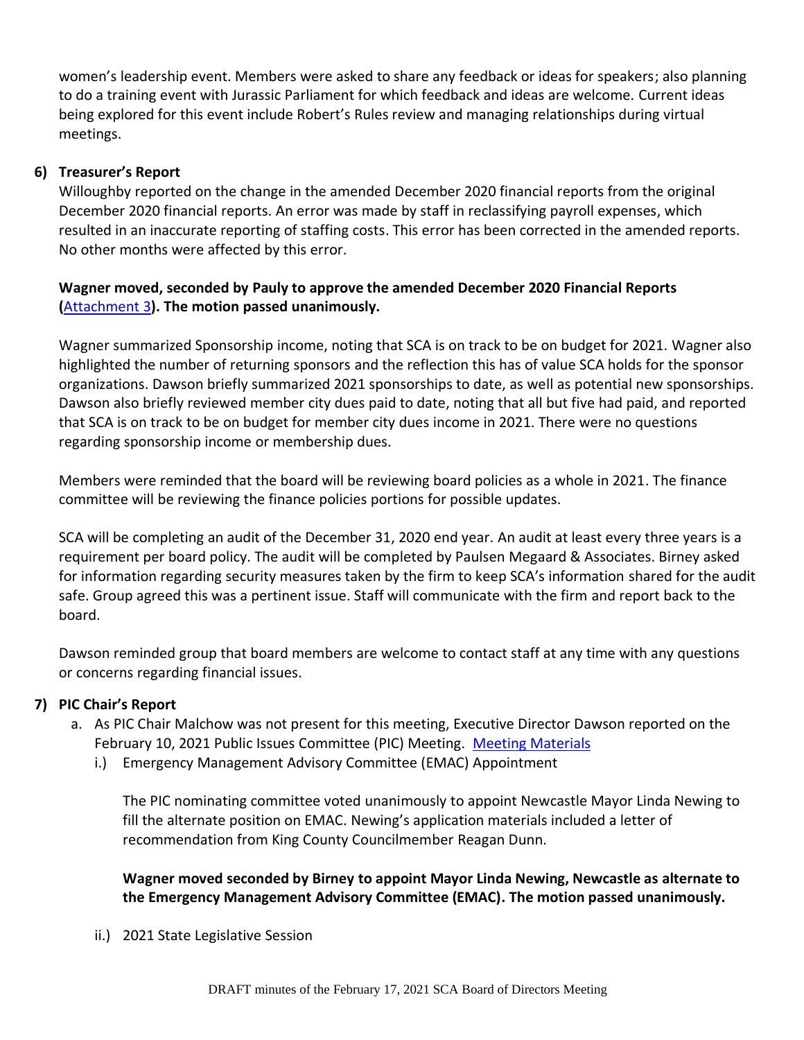women's leadership event. Members were asked to share any feedback or ideas for speakers; also planning to do a training event with Jurassic Parliament for which feedback and ideas are welcome. Current ideas being explored for this event include Robert's Rules review and managing relationships during virtual meetings.

**6) Treasurer's Report**

Willoughby reported on the change in the amended December 2020 financial reports from the original December 2020 financial reports. An error was made by staff in reclassifying payroll expenses, which resulted in an inaccurate reporting of staffing costs. This error has been corrected in the amended reports. No other months were affected by this error.

**Wagner moved, seconded by Pauly to approve the amended December 2020 Financial Reports (**[Attachment 3](#)**). The motion passed unanimously.**

Wagner summarized Sponsorship income, noting that SCA is on track to be on budget for 2021. Wagner also highlighted the number of returning sponsors and the reflection this has of value SCA holds for the sponsor organizations. Dawson briefly summarized 2021 sponsorships to date, as well as potential new sponsorships. Dawson also briefly reviewed member city dues paid to date, noting that all but five had paid, and reported that SCA is on track to be on budget for member city dues income in 2021. There were no questions regarding sponsorship income or membership dues.

Members were reminded that the board will be reviewing board policies as a whole in 2021. The finance committee will be reviewing the finance policies portions for possible updates.

SCA will be completing an audit of the December 31, 2020 end year. An audit at least every three years is a requirement per board policy. The audit will be completed by Paulsen Megaard & Associates. Birney asked for information regarding security measures taken by the firm to keep SCA's information shared for the audit safe. Group agreed this was a pertinent issue. Staff will communicate with the firm and report back to the board.

Dawson reminded group that board members are welcome to contact staff at any time with any questions or concerns regarding financial issues.

**7) PIC Chair's Report**

a. As PIC Chair Malchow was not present for this meeting, Executive Director Dawson reported on the February 10, 2021 Public Issues Committee (PIC) Meeting. [Meeting Materials](#)

i.) Emergency Management Advisory Committee (EMAC) Appointment

The PIC nominating committee voted unanimously to appoint Newcastle Mayor Linda Newing to fill the alternate position on EMAC. Newing's application materials included a letter of recommendation from King County Councilmember Reagan Dunn.

**Wagner moved seconded by Birney to appoint Mayor Linda Newing, Newcastle as alternate to the Emergency Management Advisory Committee (EMAC). The motion passed unanimously.**

ii.) 2021 State Legislative Session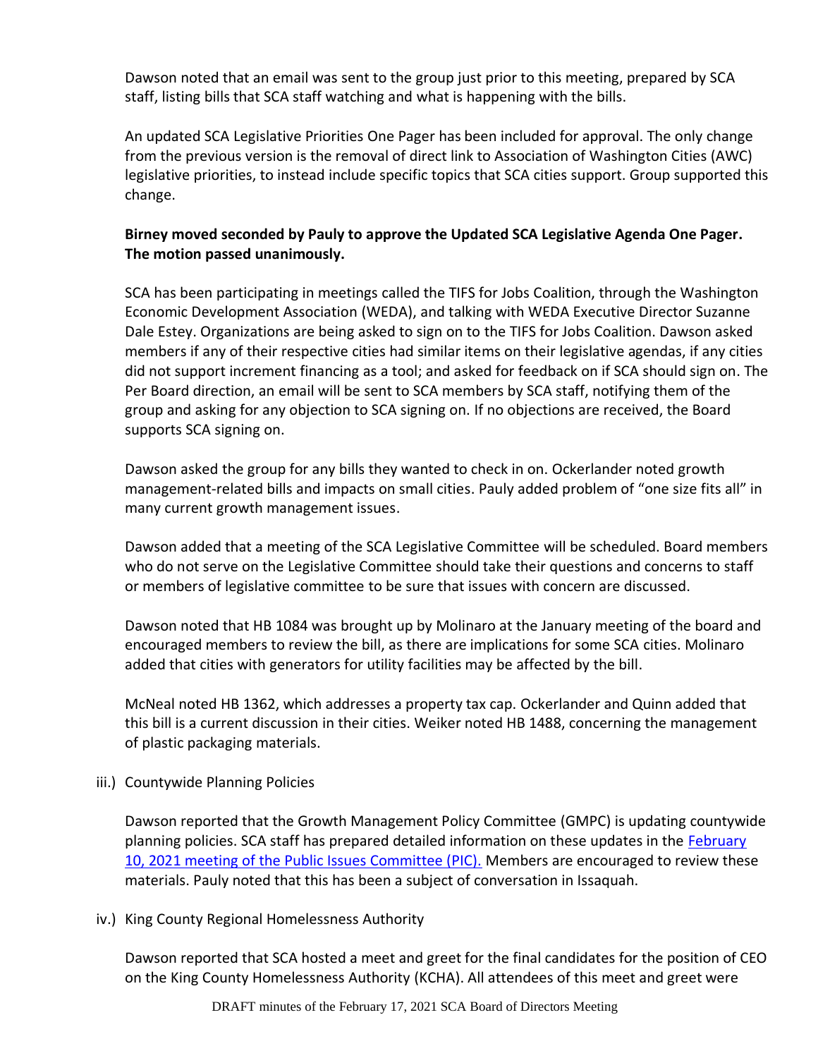Dawson noted that an email was sent to the group just prior to this meeting, prepared by SCA staff, listing bills that SCA staff watching and what is happening with the bills.

An updated SCA Legislative Priorities One Pager has been included for approval. The only change from the previous version is the removal of direct link to Association of Washington Cities (AWC) legislative priorities, to instead include specific topics that SCA cities support. Group supported this change.

**Birney moved seconded by Pauly to approve the Updated SCA Legislative Agenda One Pager. The motion passed unanimously.**

SCA has been participating in meetings called the TIFS for Jobs Coalition, through the Washington Economic Development Association (WEDA), and talking with WEDA Executive Director Suzanne Dale Estey. Organizations are being asked to sign on to the TIFS for Jobs Coalition. Dawson asked members if any of their respective cities had similar items on their legislative agendas, if any cities did not support increment financing as a tool; and asked for feedback on if SCA should sign on. The Per Board direction, an email will be sent to SCA members by SCA staff, notifying them of the group and asking for any objection to SCA signing on. If no objections are received, the Board supports SCA signing on.

Dawson asked the group for any bills they wanted to check in on. Ockerlander noted growth management-related bills and impacts on small cities. Pauly added problem of "one size fits all" in many current growth management issues.

Dawson added that a meeting of the SCA Legislative Committee will be scheduled. Board members who do not serve on the Legislative Committee should take their questions and concerns to staff or members of legislative committee to be sure that issues with concern are discussed.

Dawson noted that HB 1084 was brought up by Molinaro at the January meeting of the board and encouraged members to review the bill, as there are implications for some SCA cities. Molinaro added that cities with generators for utility facilities may be affected by the bill.

McNeal noted HB 1362, which addresses a property tax cap. Ockerlander and Quinn added that this bill is a current discussion in their cities. Weiker noted HB 1488, concerning the management of plastic packaging materials.

iii.) Countywide Planning Policies

Dawson reported that the Growth Management Policy Committee (GMPC) is updating countywide planning policies. SCA staff has prepared detailed information on these updates in the [February 10, 2021 meeting of the Public Issues Committee (PIC).]() Members are encouraged to review these materials. Pauly noted that this has been a subject of conversation in Issaquah.

iv.) King County Regional Homelessness Authority

Dawson reported that SCA hosted a meet and greet for the final candidates for the position of CEO on the King County Homelessness Authority (KCHA). All attendees of this meet and greet were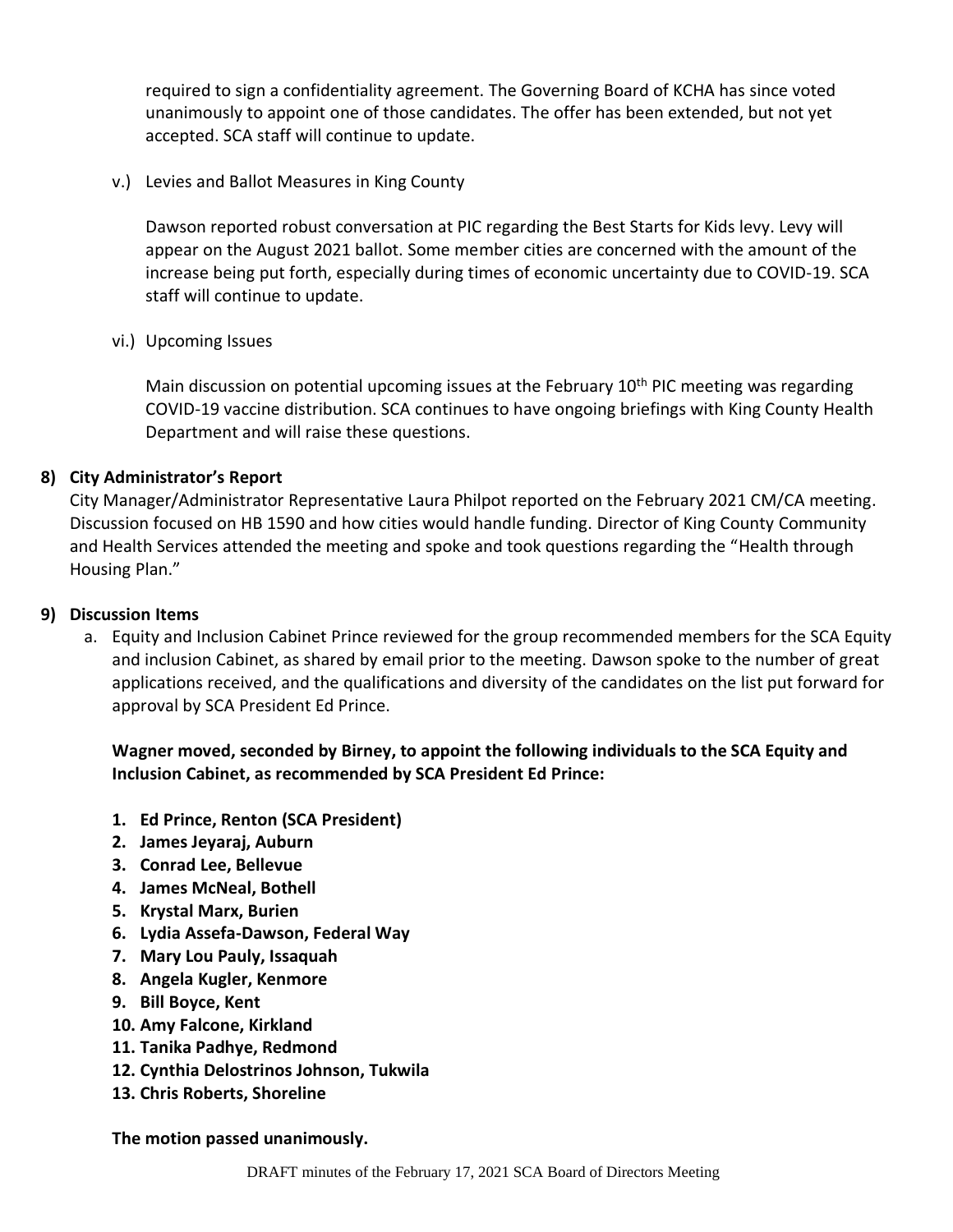required to sign a confidentiality agreement. The Governing Board of KCHA has since voted unanimously to appoint one of those candidates. The offer has been extended, but not yet accepted. SCA staff will continue to update.

v.) Levies and Ballot Measures in King County

Dawson reported robust conversation at PIC regarding the Best Starts for Kids levy. Levy will appear on the August 2021 ballot. Some member cities are concerned with the amount of the increase being put forth, especially during times of economic uncertainty due to COVID-19. SCA staff will continue to update.

vi.) Upcoming Issues

Main discussion on potential upcoming issues at the February 10th PIC meeting was regarding COVID-19 vaccine distribution. SCA continues to have ongoing briefings with King County Health Department and will raise these questions.

**8) City Administrator's Report**

City Manager/Administrator Representative Laura Philpot reported on the February 2021 CM/CA meeting. Discussion focused on HB 1590 and how cities would handle funding. Director of King County Community and Health Services attended the meeting and spoke and took questions regarding the "Health through Housing Plan."

**9) Discussion Items**

a. Equity and Inclusion Cabinet Prince reviewed for the group recommended members for the SCA Equity and inclusion Cabinet, as shared by email prior to the meeting. Dawson spoke to the number of great applications received, and the qualifications and diversity of the candidates on the list put forward for approval by SCA President Ed Prince.

**Wagner moved, seconded by Birney, to appoint the following individuals to the SCA Equity and Inclusion Cabinet, as recommended by SCA President Ed Prince:**

1. **Ed Prince, Renton (SCA President)**
2. **James Jeyaraj, Auburn**
3. **Conrad Lee, Bellevue**
4. **James McNeal, Bothell**
5. **Krystal Marx, Burien**
6. **Lydia Assefa-Dawson, Federal Way**
7. **Mary Lou Pauly, Issaquah**
8. **Angela Kugler, Kenmore**
9. **Bill Boyce, Kent**
10. **Amy Falcone, Kirkland**
11. **Tanika Padhye, Redmond**
12. **Cynthia Delostrinos Johnson, Tukwila**
13. **Chris Roberts, Shoreline**

**The motion passed unanimously.**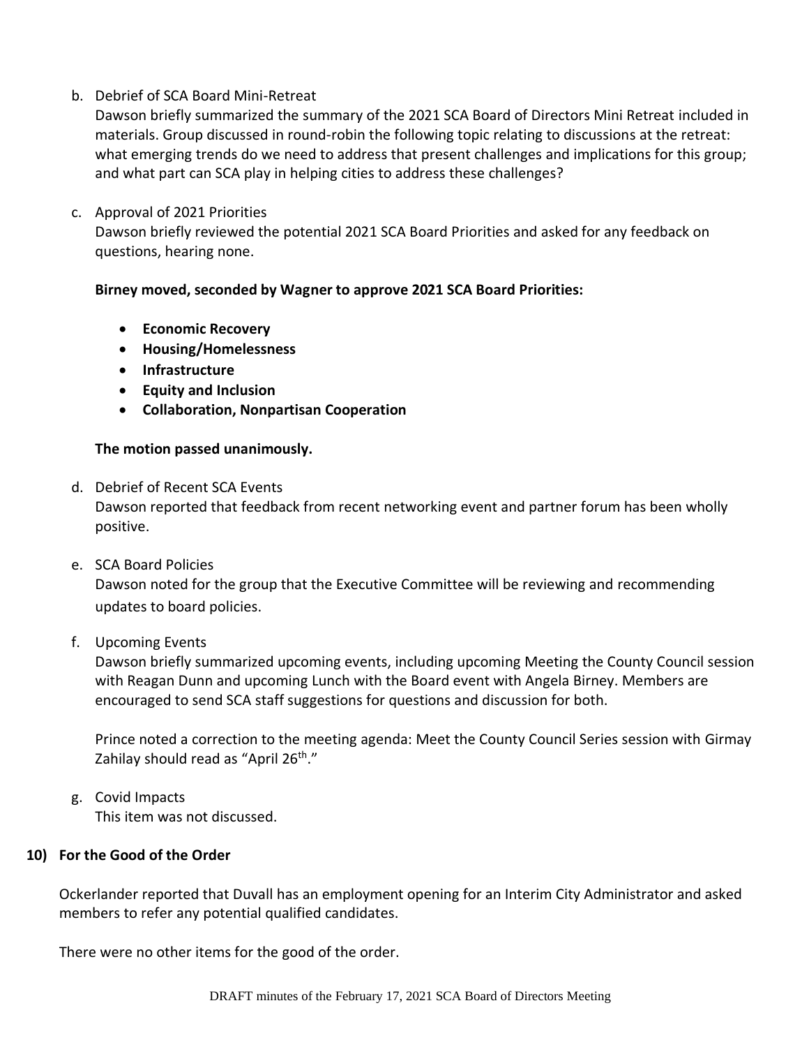b. Debrief of SCA Board Mini-Retreat

   Dawson briefly summarized the summary of the 2021 SCA Board of Directors Mini Retreat included in materials. Group discussed in round-robin the following topic relating to discussions at the retreat: what emerging trends do we need to address that present challenges and implications for this group; and what part can SCA play in helping cities to address these challenges?

c. Approval of 2021 Priorities

   Dawson briefly reviewed the potential 2021 SCA Board Priorities and asked for any feedback on questions, hearing none.

   **Birney moved, seconded by Wagner to approve 2021 SCA Board Priorities:**

   - **Economic Recovery**
   - **Housing/Homelessness**
   - **Infrastructure**
   - **Equity and Inclusion**
   - **Collaboration, Nonpartisan Cooperation**

   **The motion passed unanimously.**

d. Debrief of Recent SCA Events

   Dawson reported that feedback from recent networking event and partner forum has been wholly positive.

e. SCA Board Policies

   Dawson noted for the group that the Executive Committee will be reviewing and recommending updates to board policies.

f. Upcoming Events

   Dawson briefly summarized upcoming events, including upcoming Meeting the County Council session with Reagan Dunn and upcoming Lunch with the Board event with Angela Birney. Members are encouraged to send SCA staff suggestions for questions and discussion for both.

   Prince noted a correction to the meeting agenda: Meet the County Council Series session with Girmay Zahilay should read as "April 26th."

g. Covid Impacts

   This item was not discussed.

## 10) For the Good of the Order

Ockerlander reported that Duvall has an employment opening for an Interim City Administrator and asked members to refer any potential qualified candidates.

There were no other items for the good of the order.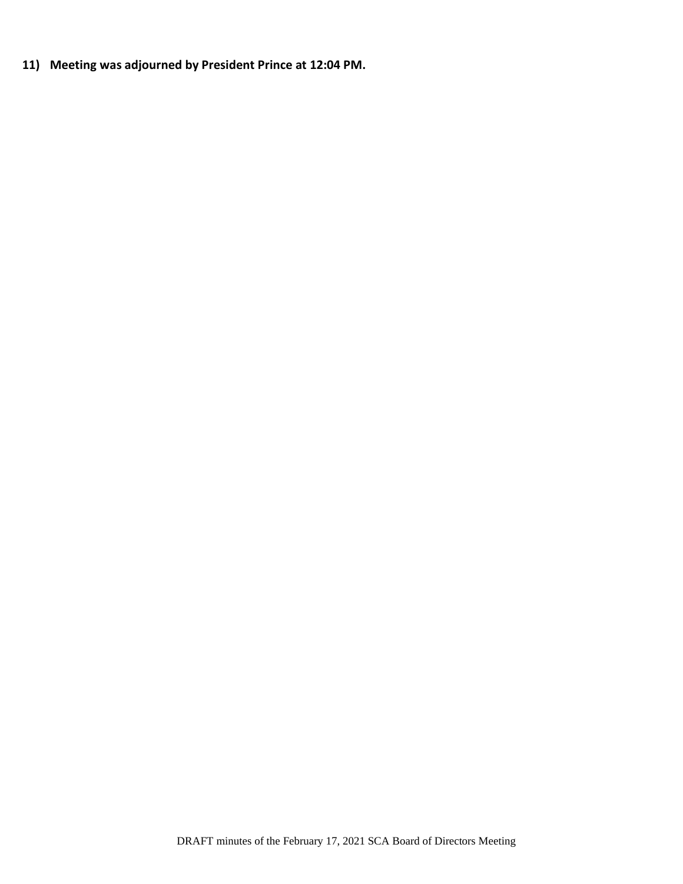**11) Meeting was adjourned by President Prince at 12:04 PM.**